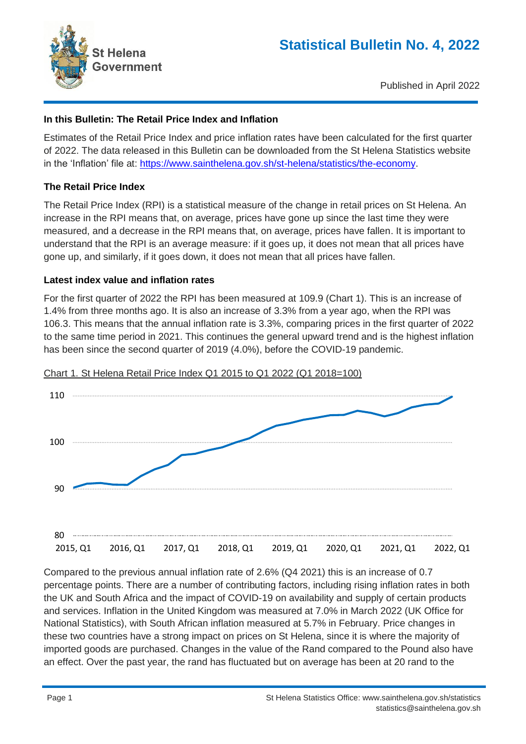St Helena Government

# Statistical Bulletin No. 4, 2022

Published in April 2022

### In this Bulletin: The Retail Price Index and Inflation

Estimates of the Retail Price Index and price inflation rates have been calculated for the first quarter of 2022. The data released in this Bulletin can be downloaded from the St Helena Statistics website in the 'Inflation' file at: [https://www.sainthelena.gov.sh/st-helena/statistics/the-economy](https://www.sainthelena.gov.sh/st-helena/statistics/the-economy).

### The Retail Price Index

The Retail Price Index (RPI) is a statistical measure of the change in retail prices on St Helena. An increase in the RPI means that, on average, prices have gone up since the last time they were measured, and a decrease in the RPI means that, on average, prices have fallen. It is important to understand that the RPI is an average measure: if it goes up, it does not mean that all prices have gone up, and similarly, if it goes down, it does not mean that all prices have fallen.

### Latest index value and inflation rates

For the first quarter of 2022 the RPI has been measured at 109.9 (Chart 1). This is an increase of 1.4% from three months ago. It is also an increase of 3.3% from a year ago, when the RPI was 106.3. This means that the annual inflation rate is 3.3%, comparing prices in the first quarter of 2022 to the same time period in 2021. This continues the general upward trend and is the highest inflation has been since the second quarter of 2019 (4.0%), before the COVID-19 pandemic.

Chart 1. St Helena Retail Price Index Q1 2015 to Q1 2022 (Q1 2018=100)

Compared to the previous annual inflation rate of 2.6% (Q4 2021) this is an increase of 0.7 percentage points. There are a number of contributing factors, including rising inflation rates in both the UK and South Africa and the impact of COVID-19 on availability and supply of certain products and services. Inflation in the United Kingdom was measured at 7.0% in March 2022 (UK Office for National Statistics), with South African inflation measured at 5.7% in February. Price changes in these two countries have a strong impact on prices on St Helena, since it is where the majority of imported goods are purchased. Changes in the value of the Rand compared to the Pound also have an effect. Over the past year, the rand has fluctuated but on average has been at 20 rand to the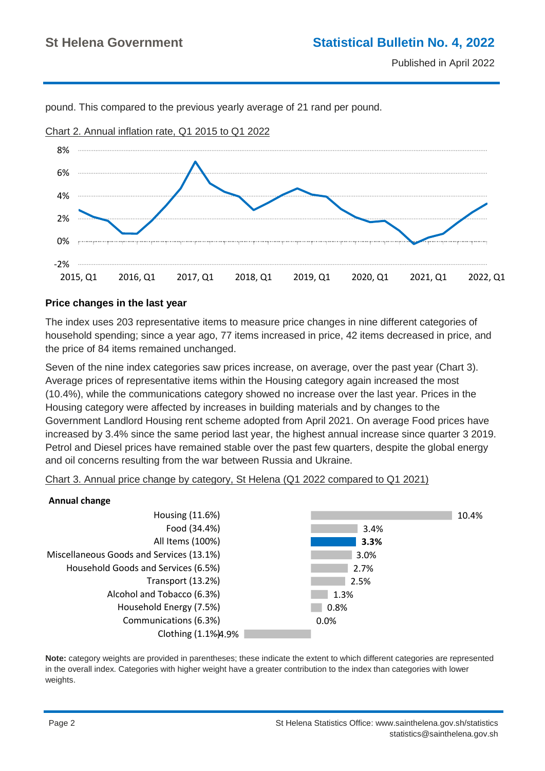pound. This compared to the previous yearly average of 21 rand per pound.

Chart 2. Annual inflation rate, Q1 2015 to Q1 2022

### Price changes in the last year

The index uses 203 representative items to measure price changes in nine different categories of household spending; since a year ago, 77 items increased in price, 42 items decreased in price, and the price of 84 items remained unchanged.

Seven of the nine index categories saw prices increase, on average, over the past year (Chart 3). Average prices of representative items within the Housing category again increased the most (10.4%), while the communications category showed no increase over the last year. Prices in the Housing category were affected by increases in building materials and by changes to the Government Landlord Housing rent scheme adopted from April 2021. On average Food prices have increased by 3.4% since the same period last year, the highest annual increase since quarter 3 2019. Petrol and Diesel prices have remained stable over the past few quarters, despite the global energy and oil concerns resulting from the war between Russia and Ukraine.

Chart 3. Annual price change by category, St Helena (Q1 2022 compared to Q1 2021)

**Annual change**

| Category | Annual change |
|---|---|
| Housing (11.6%) | 10.4% |
| Food (34.4%) | 3.4% |
| **All Items (100%)** | **3.3%** |
| Miscellaneous Goods and Services (13.1%) | 3.0% |
| Household Goods and Services (6.5%) | 2.7% |
| Transport (13.2%) | 2.5% |
| Alcohol and Tobacco (6.3%) | 1.3% |
| Household Energy (7.5%) | 0.8% |
| Communications (6.3%) | 0.0% |
| Clothing (1.1%) | -4.9% |

**Note:** category weights are provided in parentheses; these indicate the extent to which different categories are represented in the overall index. Categories with higher weight have a greater contribution to the index than categories with lower weights.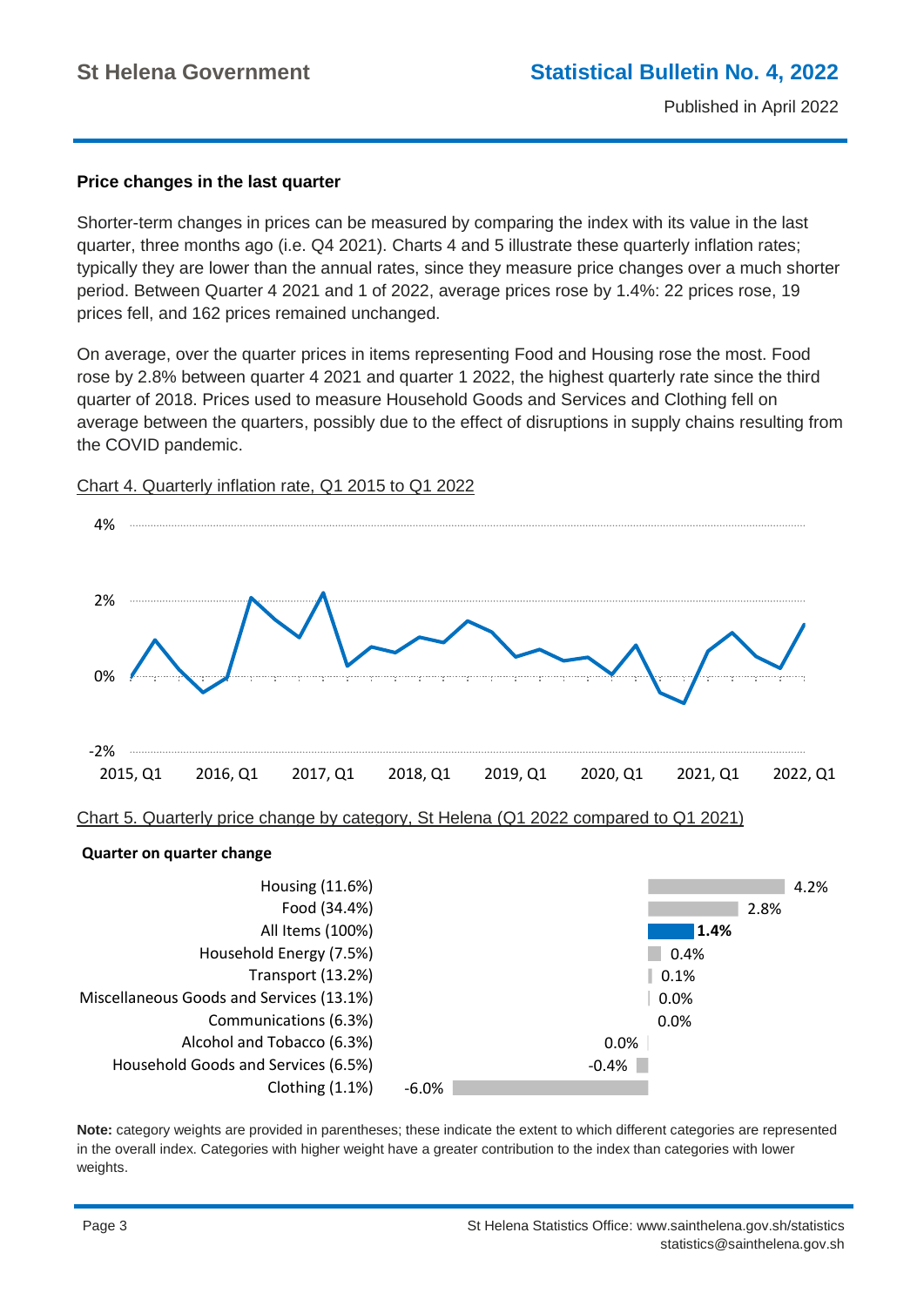## Price changes in the last quarter

Shorter-term changes in prices can be measured by comparing the index with its value in the last quarter, three months ago (i.e. Q4 2021). Charts 4 and 5 illustrate these quarterly inflation rates; typically they are lower than the annual rates, since they measure price changes over a much shorter period. Between Quarter 4 2021 and 1 of 2022, average prices rose by 1.4%: 22 prices rose, 19 prices fell, and 162 prices remained unchanged.

On average, over the quarter prices in items representing Food and Housing rose the most. Food rose by 2.8% between quarter 4 2021 and quarter 1 2022, the highest quarterly rate since the third quarter of 2018. Prices used to measure Household Goods and Services and Clothing fell on average between the quarters, possibly due to the effect of disruptions in supply chains resulting from the COVID pandemic.

Chart 4. Quarterly inflation rate, Q1 2015 to Q1 2022

Chart 5. Quarterly price change by category, St Helena (Q1 2022 compared to Q1 2021)

**Quarter on quarter change**

| Category | Change |
|---|---|
| Housing (11.6%) | 4.2% |
| Food (34.4%) | 2.8% |
| All Items (100%) | **1.4%** |
| Household Energy (7.5%) | 0.4% |
| Transport (13.2%) | 0.1% |
| Miscellaneous Goods and Services (13.1%) | 0.0% |
| Communications (6.3%) | 0.0% |
| Alcohol and Tobacco (6.3%) | 0.0% |
| Household Goods and Services (6.5%) | -0.4% |
| Clothing (1.1%) | -6.0% |

**Note:** category weights are provided in parentheses; these indicate the extent to which different categories are represented in the overall index. Categories with higher weight have a greater contribution to the index than categories with lower weights.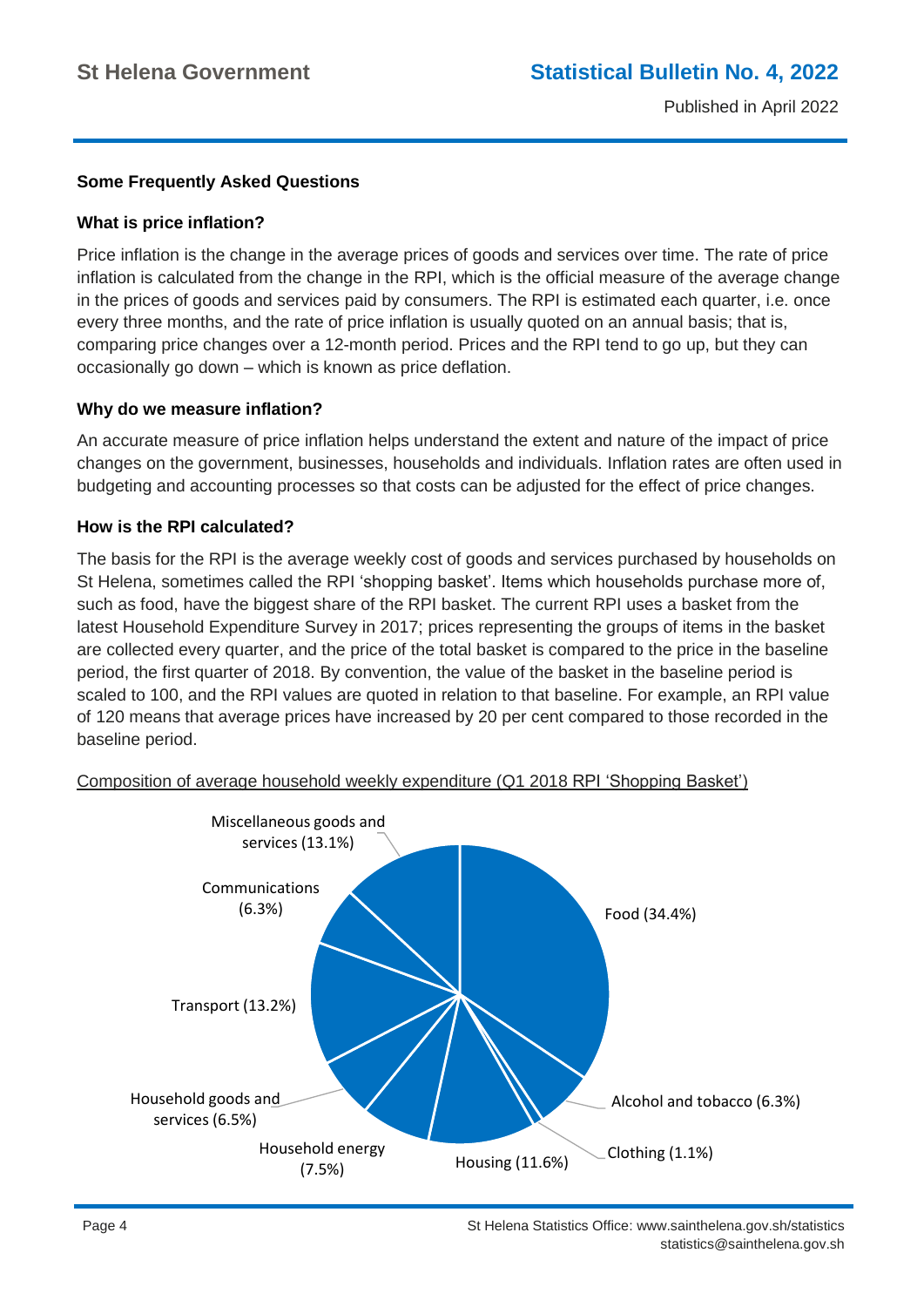## Some Frequently Asked Questions

### What is price inflation?

Price inflation is the change in the average prices of goods and services over time. The rate of price inflation is calculated from the change in the RPI, which is the official measure of the average change in the prices of goods and services paid by consumers. The RPI is estimated each quarter, i.e. once every three months, and the rate of price inflation is usually quoted on an annual basis; that is, comparing price changes over a 12-month period. Prices and the RPI tend to go up, but they can occasionally go down – which is known as price deflation.

### Why do we measure inflation?

An accurate measure of price inflation helps understand the extent and nature of the impact of price changes on the government, businesses, households and individuals. Inflation rates are often used in budgeting and accounting processes so that costs can be adjusted for the effect of price changes.

### How is the RPI calculated?

The basis for the RPI is the average weekly cost of goods and services purchased by households on St Helena, sometimes called the RPI 'shopping basket'. Items which households purchase more of, such as food, have the biggest share of the RPI basket. The current RPI uses a basket from the latest Household Expenditure Survey in 2017; prices representing the groups of items in the basket are collected every quarter, and the price of the total basket is compared to the price in the baseline period, the first quarter of 2018. By convention, the value of the basket in the baseline period is scaled to 100, and the RPI values are quoted in relation to that baseline. For example, an RPI value of 120 means that average prices have increased by 20 per cent compared to those recorded in the baseline period.

Composition of average household weekly expenditure (Q1 2018 RPI 'Shopping Basket')

| Category | Share |
|---|---|
| Food | 34.4% |
| Alcohol and tobacco | 6.3% |
| Clothing | 1.1% |
| Housing | 11.6% |
| Household energy | 7.5% |
| Household goods and services | 6.5% |
| Transport | 13.2% |
| Communications | 6.3% |
| Miscellaneous goods and services | 13.1% |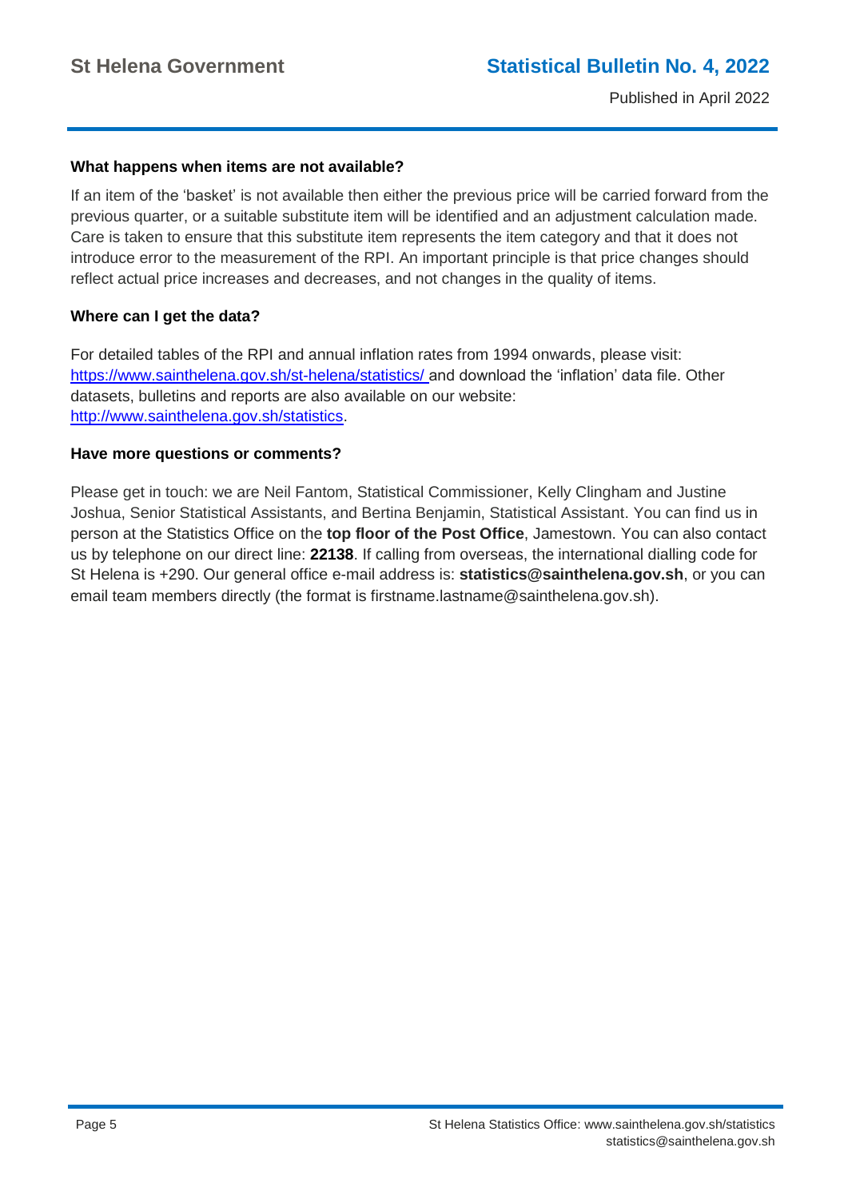### What happens when items are not available?

If an item of the 'basket' is not available then either the previous price will be carried forward from the previous quarter, or a suitable substitute item will be identified and an adjustment calculation made. Care is taken to ensure that this substitute item represents the item category and that it does not introduce error to the measurement of the RPI. An important principle is that price changes should reflect actual price increases and decreases, and not changes in the quality of items.

### Where can I get the data?

For detailed tables of the RPI and annual inflation rates from 1994 onwards, please visit: https://www.sainthelena.gov.sh/st-helena/statistics/ and download the 'inflation' data file. Other datasets, bulletins and reports are also available on our website: http://www.sainthelena.gov.sh/statistics.

### Have more questions or comments?

Please get in touch: we are Neil Fantom, Statistical Commissioner, Kelly Clingham and Justine Joshua, Senior Statistical Assistants, and Bertina Benjamin, Statistical Assistant. You can find us in person at the Statistics Office on the **top floor of the Post Office**, Jamestown. You can also contact us by telephone on our direct line: **22138**. If calling from overseas, the international dialling code for St Helena is +290. Our general office e-mail address is: **statistics@sainthelena.gov.sh**, or you can email team members directly (the format is firstname.lastname@sainthelena.gov.sh).